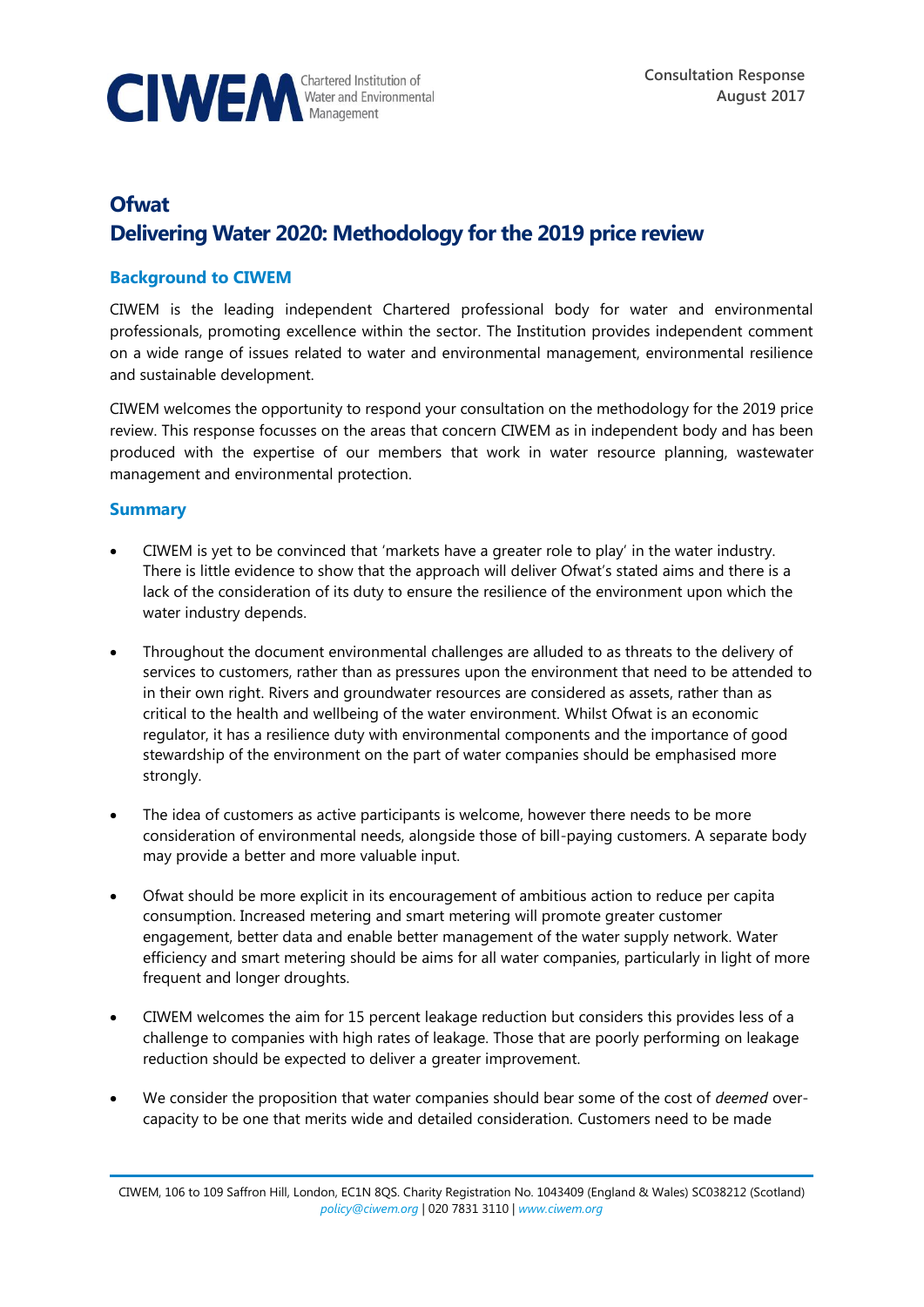CIWEM Chartered Institution of Water and Environmental Management

Consultation Response
August 2017

# Ofwat
# Delivering Water 2020: Methodology for the 2019 price review

## Background to CIWEM

CIWEM is the leading independent Chartered professional body for water and environmental professionals, promoting excellence within the sector. The Institution provides independent comment on a wide range of issues related to water and environmental management, environmental resilience and sustainable development.

CIWEM welcomes the opportunity to respond your consultation on the methodology for the 2019 price review. This response focusses on the areas that concern CIWEM as in independent body and has been produced with the expertise of our members that work in water resource planning, wastewater management and environmental protection.

## Summary

- CIWEM is yet to be convinced that 'markets have a greater role to play' in the water industry. There is little evidence to show that the approach will deliver Ofwat's stated aims and there is a lack of the consideration of its duty to ensure the resilience of the environment upon which the water industry depends.

- Throughout the document environmental challenges are alluded to as threats to the delivery of services to customers, rather than as pressures upon the environment that need to be attended to in their own right. Rivers and groundwater resources are considered as assets, rather than as critical to the health and wellbeing of the water environment. Whilst Ofwat is an economic regulator, it has a resilience duty with environmental components and the importance of good stewardship of the environment on the part of water companies should be emphasised more strongly.

- The idea of customers as active participants is welcome, however there needs to be more consideration of environmental needs, alongside those of bill-paying customers. A separate body may provide a better and more valuable input.

- Ofwat should be more explicit in its encouragement of ambitious action to reduce per capita consumption. Increased metering and smart metering will promote greater customer engagement, better data and enable better management of the water supply network. Water efficiency and smart metering should be aims for all water companies, particularly in light of more frequent and longer droughts.

- CIWEM welcomes the aim for 15 percent leakage reduction but considers this provides less of a challenge to companies with high rates of leakage. Those that are poorly performing on leakage reduction should be expected to deliver a greater improvement.

- We consider the proposition that water companies should bear some of the cost of *deemed* over-capacity to be one that merits wide and detailed consideration. Customers need to be made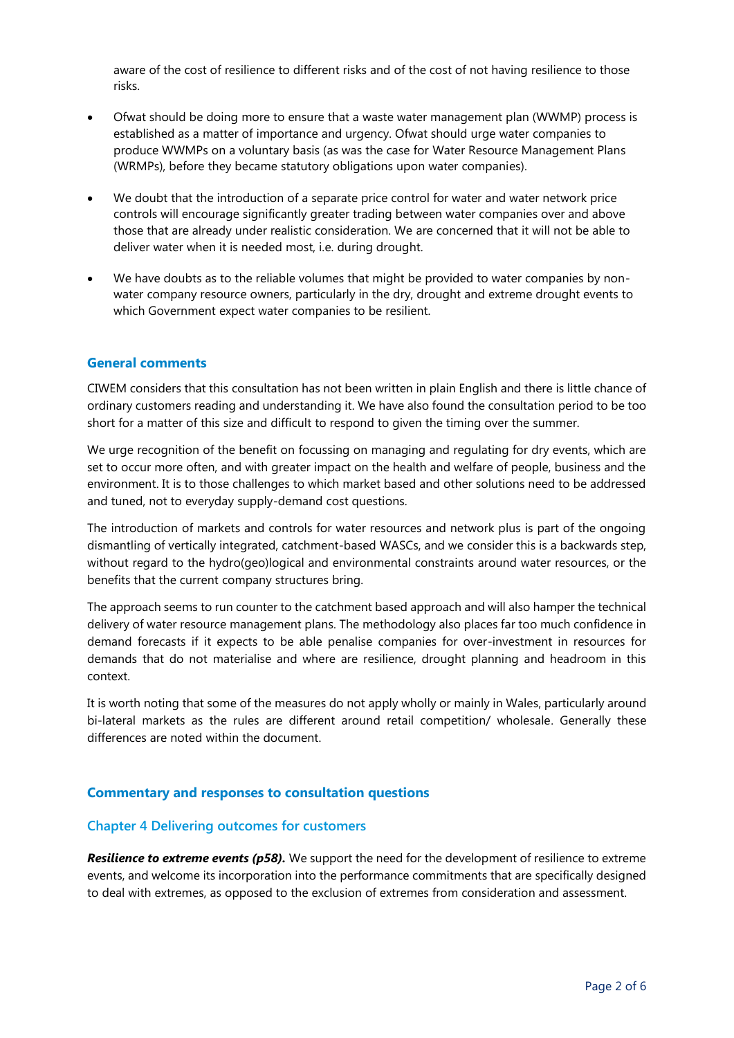aware of the cost of resilience to different risks and of the cost of not having resilience to those risks.

- Ofwat should be doing more to ensure that a waste water management plan (WWMP) process is established as a matter of importance and urgency. Ofwat should urge water companies to produce WWMPs on a voluntary basis (as was the case for Water Resource Management Plans (WRMPs), before they became statutory obligations upon water companies).

- We doubt that the introduction of a separate price control for water and water network price controls will encourage significantly greater trading between water companies over and above those that are already under realistic consideration. We are concerned that it will not be able to deliver water when it is needed most, i.e. during drought.

- We have doubts as to the reliable volumes that might be provided to water companies by non-water company resource owners, particularly in the dry, drought and extreme drought events to which Government expect water companies to be resilient.

## General comments

CIWEM considers that this consultation has not been written in plain English and there is little chance of ordinary customers reading and understanding it. We have also found the consultation period to be too short for a matter of this size and difficult to respond to given the timing over the summer.

We urge recognition of the benefit on focussing on managing and regulating for dry events, which are set to occur more often, and with greater impact on the health and welfare of people, business and the environment. It is to those challenges to which market based and other solutions need to be addressed and tuned, not to everyday supply-demand cost questions.

The introduction of markets and controls for water resources and network plus is part of the ongoing dismantling of vertically integrated, catchment-based WASCs, and we consider this is a backwards step, without regard to the hydro(geo)logical and environmental constraints around water resources, or the benefits that the current company structures bring.

The approach seems to run counter to the catchment based approach and will also hamper the technical delivery of water resource management plans. The methodology also places far too much confidence in demand forecasts if it expects to be able penalise companies for over-investment in resources for demands that do not materialise and where are resilience, drought planning and headroom in this context.

It is worth noting that some of the measures do not apply wholly or mainly in Wales, particularly around bi-lateral markets as the rules are different around retail competition/ wholesale. Generally these differences are noted within the document.

## Commentary and responses to consultation questions

### Chapter 4 Delivering outcomes for customers

***Resilience to extreme events (p58).*** We support the need for the development of resilience to extreme events, and welcome its incorporation into the performance commitments that are specifically designed to deal with extremes, as opposed to the exclusion of extremes from consideration and assessment.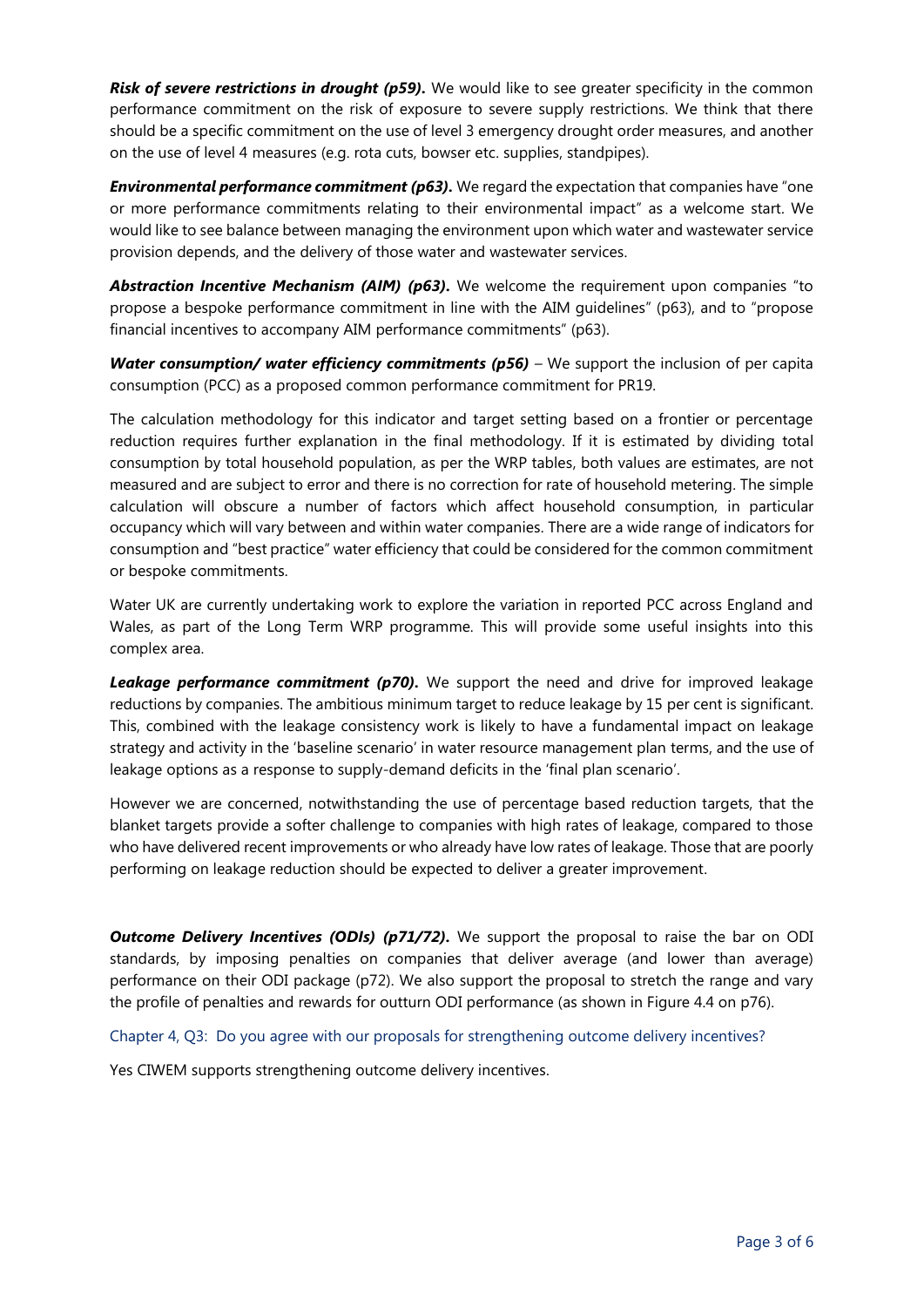***Risk of severe restrictions in drought (p59).*** We would like to see greater specificity in the common performance commitment on the risk of exposure to severe supply restrictions. We think that there should be a specific commitment on the use of level 3 emergency drought order measures, and another on the use of level 4 measures (e.g. rota cuts, bowser etc. supplies, standpipes).

***Environmental performance commitment (p63).*** We regard the expectation that companies have "one or more performance commitments relating to their environmental impact" as a welcome start. We would like to see balance between managing the environment upon which water and wastewater service provision depends, and the delivery of those water and wastewater services.

***Abstraction Incentive Mechanism (AIM) (p63).*** We welcome the requirement upon companies "to propose a bespoke performance commitment in line with the AIM guidelines" (p63), and to "propose financial incentives to accompany AIM performance commitments" (p63).

***Water consumption/ water efficiency commitments (p56)*** – We support the inclusion of per capita consumption (PCC) as a proposed common performance commitment for PR19.

The calculation methodology for this indicator and target setting based on a frontier or percentage reduction requires further explanation in the final methodology. If it is estimated by dividing total consumption by total household population, as per the WRP tables, both values are estimates, are not measured and are subject to error and there is no correction for rate of household metering. The simple calculation will obscure a number of factors which affect household consumption, in particular occupancy which will vary between and within water companies. There are a wide range of indicators for consumption and "best practice" water efficiency that could be considered for the common commitment or bespoke commitments.

Water UK are currently undertaking work to explore the variation in reported PCC across England and Wales, as part of the Long Term WRP programme. This will provide some useful insights into this complex area.

***Leakage performance commitment (p70).*** We support the need and drive for improved leakage reductions by companies. The ambitious minimum target to reduce leakage by 15 per cent is significant. This, combined with the leakage consistency work is likely to have a fundamental impact on leakage strategy and activity in the 'baseline scenario' in water resource management plan terms, and the use of leakage options as a response to supply-demand deficits in the 'final plan scenario'.

However we are concerned, notwithstanding the use of percentage based reduction targets, that the blanket targets provide a softer challenge to companies with high rates of leakage, compared to those who have delivered recent improvements or who already have low rates of leakage. Those that are poorly performing on leakage reduction should be expected to deliver a greater improvement.

***Outcome Delivery Incentives (ODIs) (p71/72).*** We support the proposal to raise the bar on ODI standards, by imposing penalties on companies that deliver average (and lower than average) performance on their ODI package (p72). We also support the proposal to stretch the range and vary the profile of penalties and rewards for outturn ODI performance (as shown in Figure 4.4 on p76).

Chapter 4, Q3: Do you agree with our proposals for strengthening outcome delivery incentives?

Yes CIWEM supports strengthening outcome delivery incentives.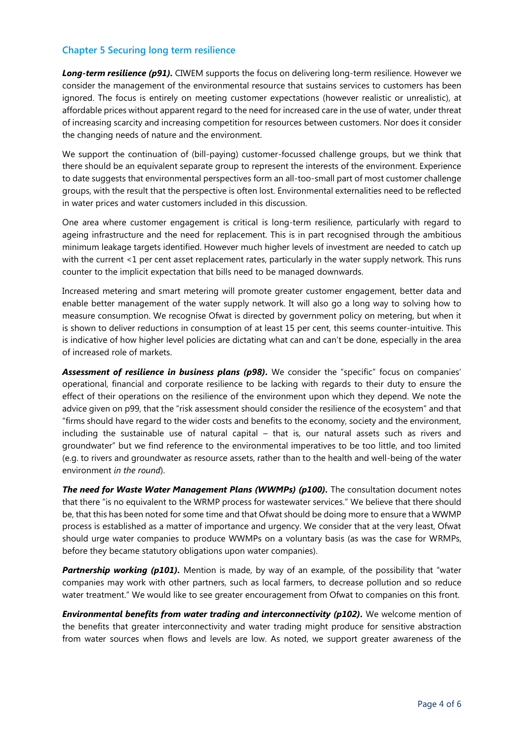## Chapter 5 Securing long term resilience

***Long-term resilience (p91).*** CIWEM supports the focus on delivering long-term resilience. However we consider the management of the environmental resource that sustains services to customers has been ignored. The focus is entirely on meeting customer expectations (however realistic or unrealistic), at affordable prices without apparent regard to the need for increased care in the use of water, under threat of increasing scarcity and increasing competition for resources between customers. Nor does it consider the changing needs of nature and the environment.

We support the continuation of (bill-paying) customer-focussed challenge groups, but we think that there should be an equivalent separate group to represent the interests of the environment. Experience to date suggests that environmental perspectives form an all-too-small part of most customer challenge groups, with the result that the perspective is often lost. Environmental externalities need to be reflected in water prices and water customers included in this discussion.

One area where customer engagement is critical is long-term resilience, particularly with regard to ageing infrastructure and the need for replacement. This is in part recognised through the ambitious minimum leakage targets identified. However much higher levels of investment are needed to catch up with the current <1 per cent asset replacement rates, particularly in the water supply network. This runs counter to the implicit expectation that bills need to be managed downwards.

Increased metering and smart metering will promote greater customer engagement, better data and enable better management of the water supply network. It will also go a long way to solving how to measure consumption. We recognise Ofwat is directed by government policy on metering, but when it is shown to deliver reductions in consumption of at least 15 per cent, this seems counter-intuitive. This is indicative of how higher level policies are dictating what can and can't be done, especially in the area of increased role of markets.

***Assessment of resilience in business plans (p98).*** We consider the "specific" focus on companies' operational, financial and corporate resilience to be lacking with regards to their duty to ensure the effect of their operations on the resilience of the environment upon which they depend. We note the advice given on p99, that the "risk assessment should consider the resilience of the ecosystem" and that "firms should have regard to the wider costs and benefits to the economy, society and the environment, including the sustainable use of natural capital – that is, our natural assets such as rivers and groundwater" but we find reference to the environmental imperatives to be too little, and too limited (e.g. to rivers and groundwater as resource assets, rather than to the health and well-being of the water environment *in the round*).

***The need for Waste Water Management Plans (WWMPs) (p100).*** The consultation document notes that there "is no equivalent to the WRMP process for wastewater services." We believe that there should be, that this has been noted for some time and that Ofwat should be doing more to ensure that a WWMP process is established as a matter of importance and urgency. We consider that at the very least, Ofwat should urge water companies to produce WWMPs on a voluntary basis (as was the case for WRMPs, before they became statutory obligations upon water companies).

***Partnership working (p101).*** Mention is made, by way of an example, of the possibility that "water companies may work with other partners, such as local farmers, to decrease pollution and so reduce water treatment." We would like to see greater encouragement from Ofwat to companies on this front.

***Environmental benefits from water trading and interconnectivity (p102).*** We welcome mention of the benefits that greater interconnectivity and water trading might produce for sensitive abstraction from water sources when flows and levels are low. As noted, we support greater awareness of the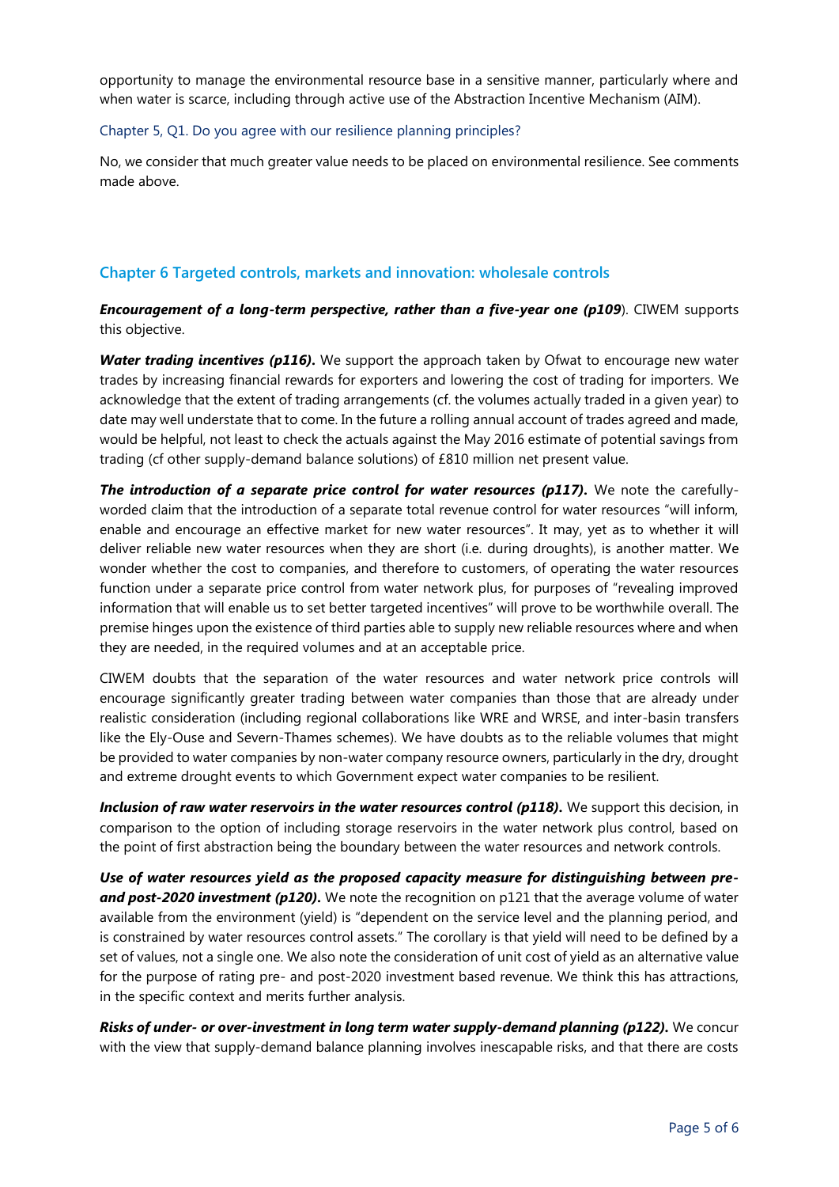opportunity to manage the environmental resource base in a sensitive manner, particularly where and when water is scarce, including through active use of the Abstraction Incentive Mechanism (AIM).

Chapter 5, Q1. Do you agree with our resilience planning principles?

No, we consider that much greater value needs to be placed on environmental resilience. See comments made above.

## Chapter 6 Targeted controls, markets and innovation: wholesale controls

***Encouragement of a long-term perspective, rather than a five-year one (p109)***. CIWEM supports this objective.

***Water trading incentives (p116).*** We support the approach taken by Ofwat to encourage new water trades by increasing financial rewards for exporters and lowering the cost of trading for importers. We acknowledge that the extent of trading arrangements (cf. the volumes actually traded in a given year) to date may well understate that to come. In the future a rolling annual account of trades agreed and made, would be helpful, not least to check the actuals against the May 2016 estimate of potential savings from trading (cf other supply-demand balance solutions) of £810 million net present value.

***The introduction of a separate price control for water resources (p117).*** We note the carefully-worded claim that the introduction of a separate total revenue control for water resources "will inform, enable and encourage an effective market for new water resources". It may, yet as to whether it will deliver reliable new water resources when they are short (i.e. during droughts), is another matter. We wonder whether the cost to companies, and therefore to customers, of operating the water resources function under a separate price control from water network plus, for purposes of "revealing improved information that will enable us to set better targeted incentives" will prove to be worthwhile overall. The premise hinges upon the existence of third parties able to supply new reliable resources where and when they are needed, in the required volumes and at an acceptable price.

CIWEM doubts that the separation of the water resources and water network price controls will encourage significantly greater trading between water companies than those that are already under realistic consideration (including regional collaborations like WRE and WRSE, and inter-basin transfers like the Ely-Ouse and Severn-Thames schemes). We have doubts as to the reliable volumes that might be provided to water companies by non-water company resource owners, particularly in the dry, drought and extreme drought events to which Government expect water companies to be resilient.

***Inclusion of raw water reservoirs in the water resources control (p118).*** We support this decision, in comparison to the option of including storage reservoirs in the water network plus control, based on the point of first abstraction being the boundary between the water resources and network controls.

***Use of water resources yield as the proposed capacity measure for distinguishing between pre-and post-2020 investment (p120).*** We note the recognition on p121 that the average volume of water available from the environment (yield) is "dependent on the service level and the planning period, and is constrained by water resources control assets." The corollary is that yield will need to be defined by a set of values, not a single one. We also note the consideration of unit cost of yield as an alternative value for the purpose of rating pre- and post-2020 investment based revenue. We think this has attractions, in the specific context and merits further analysis.

***Risks of under- or over-investment in long term water supply-demand planning (p122).*** We concur with the view that supply-demand balance planning involves inescapable risks, and that there are costs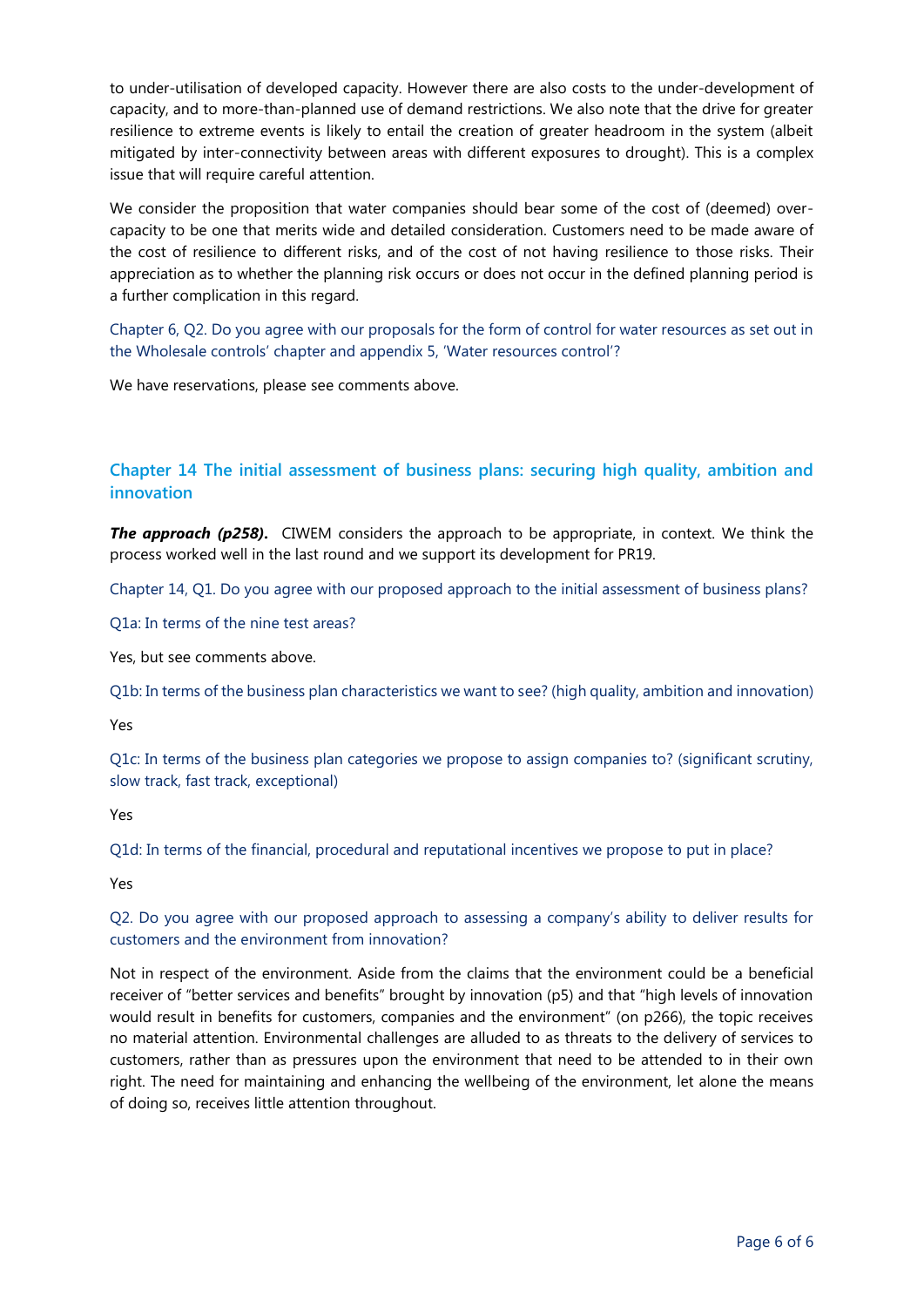to under-utilisation of developed capacity. However there are also costs to the under-development of capacity, and to more-than-planned use of demand restrictions. We also note that the drive for greater resilience to extreme events is likely to entail the creation of greater headroom in the system (albeit mitigated by inter-connectivity between areas with different exposures to drought). This is a complex issue that will require careful attention.

We consider the proposition that water companies should bear some of the cost of (deemed) over-capacity to be one that merits wide and detailed consideration. Customers need to be made aware of the cost of resilience to different risks, and of the cost of not having resilience to those risks. Their appreciation as to whether the planning risk occurs or does not occur in the defined planning period is a further complication in this regard.

Chapter 6, Q2. Do you agree with our proposals for the form of control for water resources as set out in the Wholesale controls' chapter and appendix 5, 'Water resources control'?

We have reservations, please see comments above.

## Chapter 14 The initial assessment of business plans: securing high quality, ambition and innovation

***The approach (p258).*** CIWEM considers the approach to be appropriate, in context. We think the process worked well in the last round and we support its development for PR19.

Chapter 14, Q1. Do you agree with our proposed approach to the initial assessment of business plans?

Q1a: In terms of the nine test areas?

Yes, but see comments above.

Q1b: In terms of the business plan characteristics we want to see? (high quality, ambition and innovation)

Yes

Q1c: In terms of the business plan categories we propose to assign companies to? (significant scrutiny, slow track, fast track, exceptional)

Yes

Q1d: In terms of the financial, procedural and reputational incentives we propose to put in place?

Yes

Q2. Do you agree with our proposed approach to assessing a company's ability to deliver results for customers and the environment from innovation?

Not in respect of the environment. Aside from the claims that the environment could be a beneficial receiver of "better services and benefits" brought by innovation (p5) and that "high levels of innovation would result in benefits for customers, companies and the environment" (on p266), the topic receives no material attention. Environmental challenges are alluded to as threats to the delivery of services to customers, rather than as pressures upon the environment that need to be attended to in their own right. The need for maintaining and enhancing the wellbeing of the environment, let alone the means of doing so, receives little attention throughout.